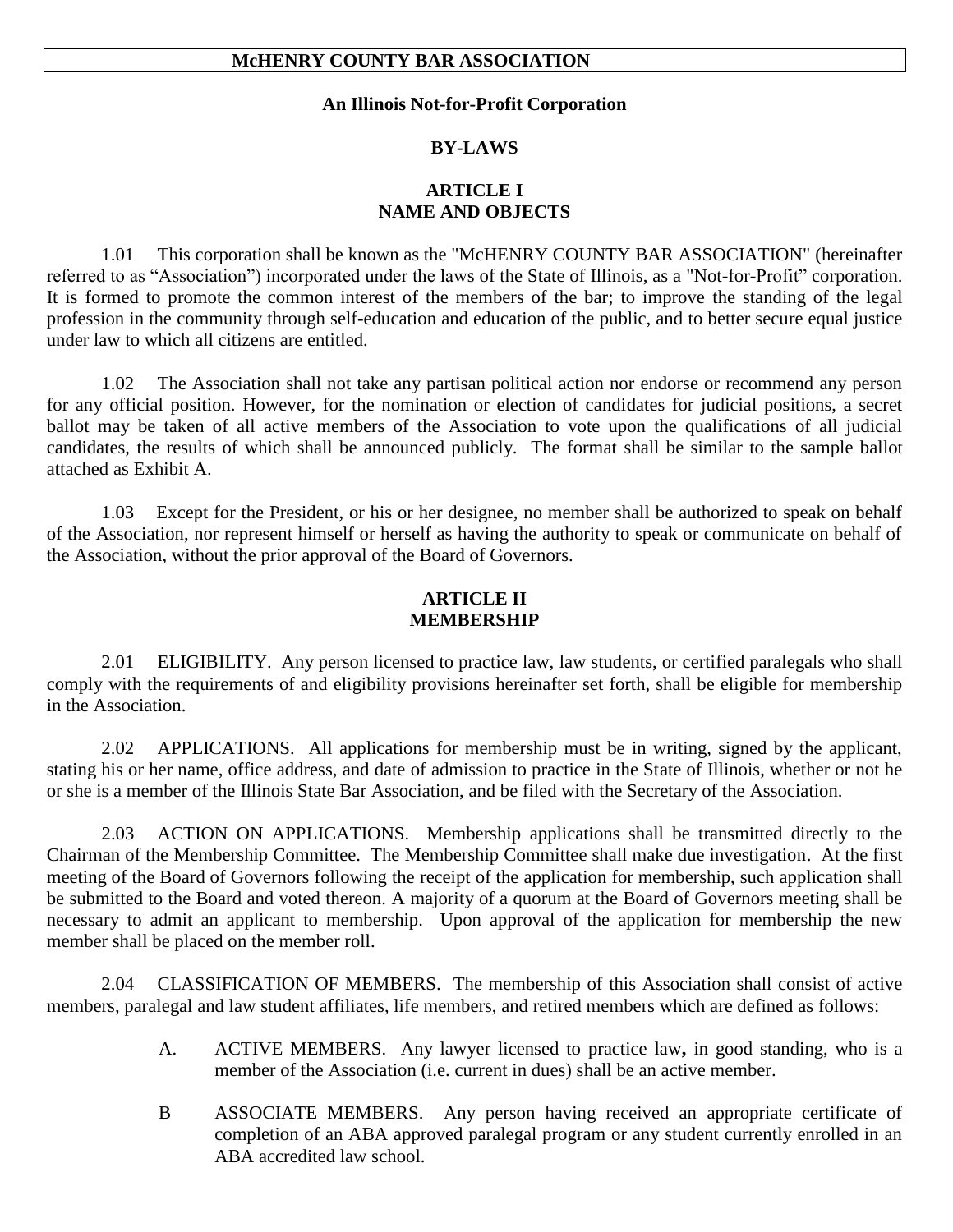# McHENRY COUNTY BAR ASSOCIATION

**An Illinois Not-for-Profit Corporation**

**BY-LAWS**

## ARTICLE I
## NAME AND OBJECTS

1.01 This corporation shall be known as the "McHENRY COUNTY BAR ASSOCIATION" (hereinafter referred to as "Association") incorporated under the laws of the State of Illinois, as a "Not-for-Profit" corporation. It is formed to promote the common interest of the members of the bar; to improve the standing of the legal profession in the community through self-education and education of the public, and to better secure equal justice under law to which all citizens are entitled.

1.02 The Association shall not take any partisan political action nor endorse or recommend any person for any official position. However, for the nomination or election of candidates for judicial positions, a secret ballot may be taken of all active members of the Association to vote upon the qualifications of all judicial candidates, the results of which shall be announced publicly. The format shall be similar to the sample ballot attached as Exhibit A.

1.03 Except for the President, or his or her designee, no member shall be authorized to speak on behalf of the Association, nor represent himself or herself as having the authority to speak or communicate on behalf of the Association, without the prior approval of the Board of Governors.

## ARTICLE II
## MEMBERSHIP

2.01 ELIGIBILITY. Any person licensed to practice law, law students, or certified paralegals who shall comply with the requirements of and eligibility provisions hereinafter set forth, shall be eligible for membership in the Association.

2.02 APPLICATIONS. All applications for membership must be in writing, signed by the applicant, stating his or her name, office address, and date of admission to practice in the State of Illinois, whether or not he or she is a member of the Illinois State Bar Association, and be filed with the Secretary of the Association.

2.03 ACTION ON APPLICATIONS. Membership applications shall be transmitted directly to the Chairman of the Membership Committee. The Membership Committee shall make due investigation. At the first meeting of the Board of Governors following the receipt of the application for membership, such application shall be submitted to the Board and voted thereon. A majority of a quorum at the Board of Governors meeting shall be necessary to admit an applicant to membership. Upon approval of the application for membership the new member shall be placed on the member roll.

2.04 CLASSIFICATION OF MEMBERS. The membership of this Association shall consist of active members, paralegal and law student affiliates, life members, and retired members which are defined as follows:

A. ACTIVE MEMBERS. Any lawyer licensed to practice law**,** in good standing, who is a member of the Association (i.e. current in dues) shall be an active member.

B ASSOCIATE MEMBERS. Any person having received an appropriate certificate of completion of an ABA approved paralegal program or any student currently enrolled in an ABA accredited law school.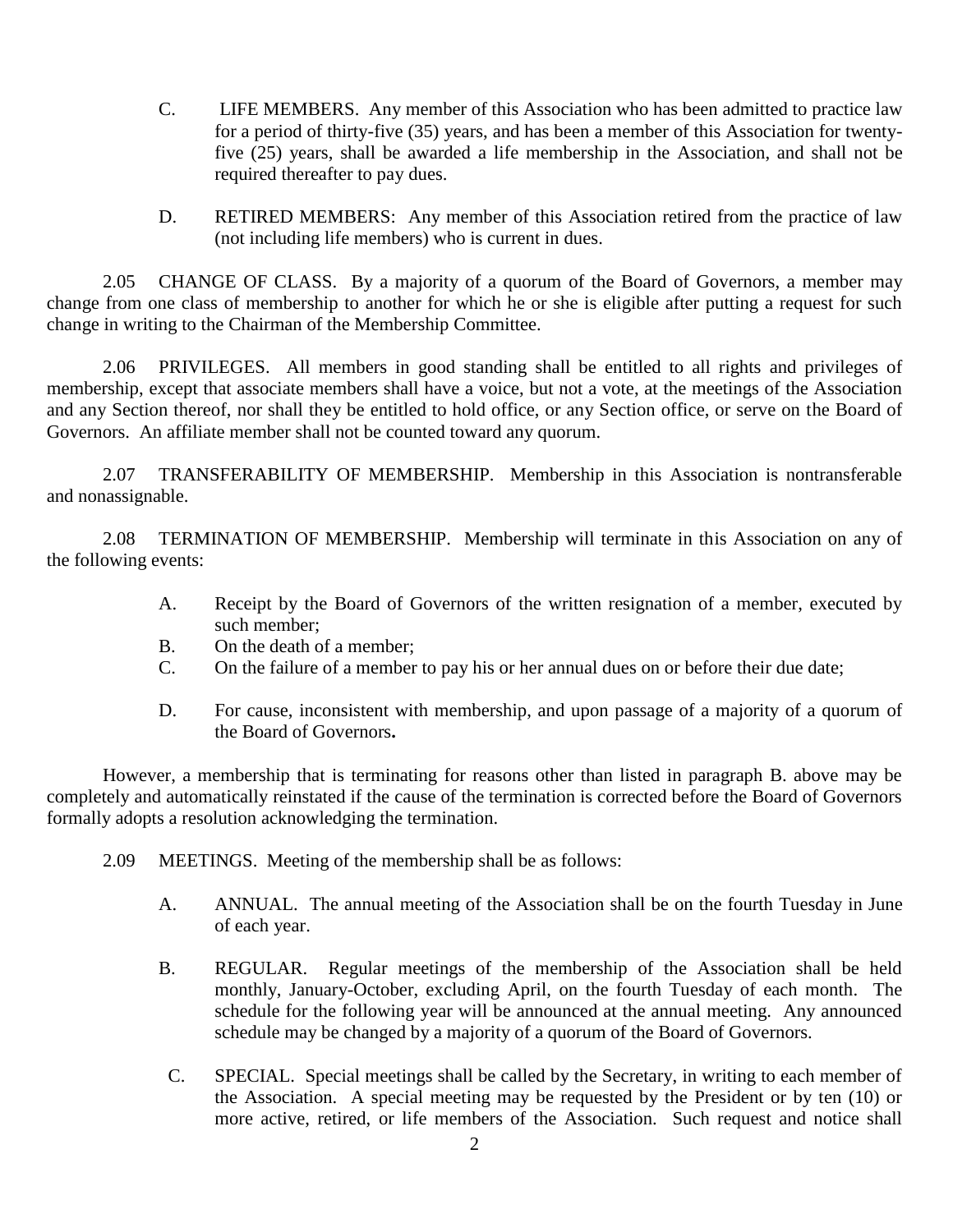C. LIFE MEMBERS. Any member of this Association who has been admitted to practice law for a period of thirty-five (35) years, and has been a member of this Association for twenty-five (25) years, shall be awarded a life membership in the Association, and shall not be required thereafter to pay dues.

D. RETIRED MEMBERS: Any member of this Association retired from the practice of law (not including life members) who is current in dues.

2.05 CHANGE OF CLASS. By a majority of a quorum of the Board of Governors, a member may change from one class of membership to another for which he or she is eligible after putting a request for such change in writing to the Chairman of the Membership Committee.

2.06 PRIVILEGES. All members in good standing shall be entitled to all rights and privileges of membership, except that associate members shall have a voice, but not a vote, at the meetings of the Association and any Section thereof, nor shall they be entitled to hold office, or any Section office, or serve on the Board of Governors. An affiliate member shall not be counted toward any quorum.

2.07 TRANSFERABILITY OF MEMBERSHIP. Membership in this Association is nontransferable and nonassignable.

2.08 TERMINATION OF MEMBERSHIP. Membership will terminate in this Association on any of the following events:

A. Receipt by the Board of Governors of the written resignation of a member, executed by such member;
B. On the death of a member;
C. On the failure of a member to pay his or her annual dues on or before their due date;
D. For cause, inconsistent with membership, and upon passage of a majority of a quorum of the Board of Governors**.**

However, a membership that is terminating for reasons other than listed in paragraph B. above may be completely and automatically reinstated if the cause of the termination is corrected before the Board of Governors formally adopts a resolution acknowledging the termination.

2.09 MEETINGS. Meeting of the membership shall be as follows:

A. ANNUAL. The annual meeting of the Association shall be on the fourth Tuesday in June of each year.

B. REGULAR. Regular meetings of the membership of the Association shall be held monthly, January-October, excluding April, on the fourth Tuesday of each month. The schedule for the following year will be announced at the annual meeting. Any announced schedule may be changed by a majority of a quorum of the Board of Governors.

C. SPECIAL. Special meetings shall be called by the Secretary, in writing to each member of the Association. A special meeting may be requested by the President or by ten (10) or more active, retired, or life members of the Association. Such request and notice shall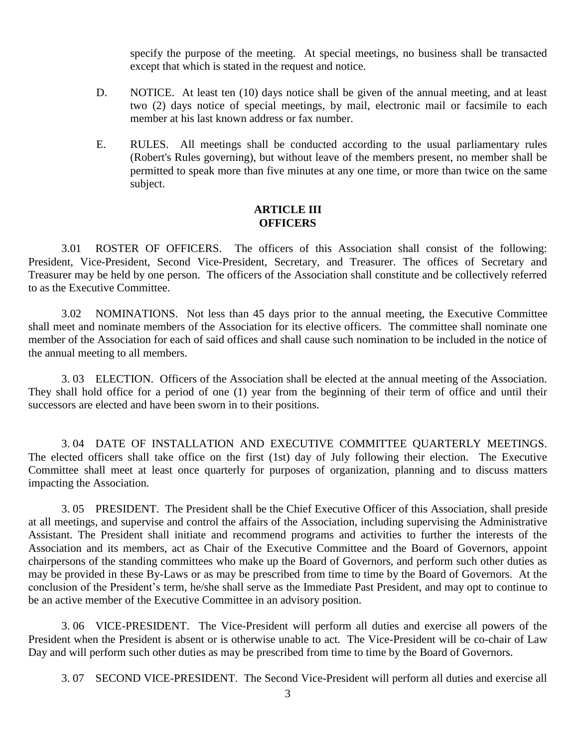specify the purpose of the meeting. At special meetings, no business shall be transacted except that which is stated in the request and notice.

D. NOTICE. At least ten (10) days notice shall be given of the annual meeting, and at least two (2) days notice of special meetings, by mail, electronic mail or facsimile to each member at his last known address or fax number.

E. RULES. All meetings shall be conducted according to the usual parliamentary rules (Robert's Rules governing), but without leave of the members present, no member shall be permitted to speak more than five minutes at any one time, or more than twice on the same subject.

## ARTICLE III
## OFFICERS

3.01 ROSTER OF OFFICERS. The officers of this Association shall consist of the following: President, Vice-President, Second Vice-President, Secretary, and Treasurer. The offices of Secretary and Treasurer may be held by one person. The officers of the Association shall constitute and be collectively referred to as the Executive Committee.

3.02 NOMINATIONS. Not less than 45 days prior to the annual meeting, the Executive Committee shall meet and nominate members of the Association for its elective officers. The committee shall nominate one member of the Association for each of said offices and shall cause such nomination to be included in the notice of the annual meeting to all members.

3. 03 ELECTION. Officers of the Association shall be elected at the annual meeting of the Association. They shall hold office for a period of one (1) year from the beginning of their term of office and until their successors are elected and have been sworn in to their positions.

3. 04 DATE OF INSTALLATION AND EXECUTIVE COMMITTEE QUARTERLY MEETINGS. The elected officers shall take office on the first (1st) day of July following their election. The Executive Committee shall meet at least once quarterly for purposes of organization, planning and to discuss matters impacting the Association.

3. 05 PRESIDENT. The President shall be the Chief Executive Officer of this Association, shall preside at all meetings, and supervise and control the affairs of the Association, including supervising the Administrative Assistant. The President shall initiate and recommend programs and activities to further the interests of the Association and its members, act as Chair of the Executive Committee and the Board of Governors, appoint chairpersons of the standing committees who make up the Board of Governors, and perform such other duties as may be provided in these By-Laws or as may be prescribed from time to time by the Board of Governors. At the conclusion of the President's term, he/she shall serve as the Immediate Past President, and may opt to continue to be an active member of the Executive Committee in an advisory position.

3. 06 VICE-PRESIDENT. The Vice-President will perform all duties and exercise all powers of the President when the President is absent or is otherwise unable to act. The Vice-President will be co-chair of Law Day and will perform such other duties as may be prescribed from time to time by the Board of Governors.

3. 07 SECOND VICE-PRESIDENT. The Second Vice-President will perform all duties and exercise all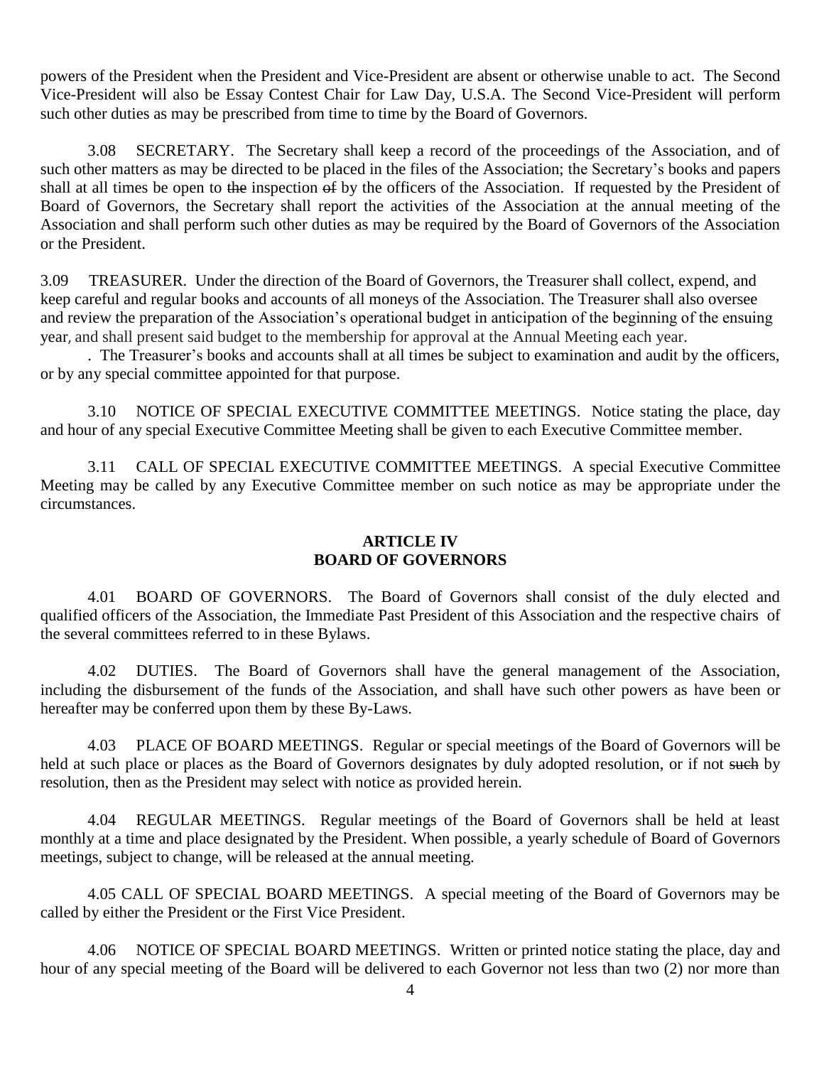powers of the President when the President and Vice-President are absent or otherwise unable to act. The Second Vice-President will also be Essay Contest Chair for Law Day, U.S.A. The Second Vice-President will perform such other duties as may be prescribed from time to time by the Board of Governors.

3.08 SECRETARY. The Secretary shall keep a record of the proceedings of the Association, and of such other matters as may be directed to be placed in the files of the Association; the Secretary's books and papers shall at all times be open to ~~the~~ inspection ~~of~~ by the officers of the Association. If requested by the President of Board of Governors, the Secretary shall report the activities of the Association at the annual meeting of the Association and shall perform such other duties as may be required by the Board of Governors of the Association or the President.

3.09 TREASURER. Under the direction of the Board of Governors, the Treasurer shall collect, expend, and keep careful and regular books and accounts of all moneys of the Association. The Treasurer shall also oversee and review the preparation of the Association's operational budget in anticipation of the beginning of the ensuing year, and shall present said budget to the membership for approval at the Annual Meeting each year.

. The Treasurer's books and accounts shall at all times be subject to examination and audit by the officers, or by any special committee appointed for that purpose.

3.10 NOTICE OF SPECIAL EXECUTIVE COMMITTEE MEETINGS. Notice stating the place, day and hour of any special Executive Committee Meeting shall be given to each Executive Committee member.

3.11 CALL OF SPECIAL EXECUTIVE COMMITTEE MEETINGS. A special Executive Committee Meeting may be called by any Executive Committee member on such notice as may be appropriate under the circumstances.

## ARTICLE IV
## BOARD OF GOVERNORS

4.01 BOARD OF GOVERNORS. The Board of Governors shall consist of the duly elected and qualified officers of the Association, the Immediate Past President of this Association and the respective chairs of the several committees referred to in these Bylaws.

4.02 DUTIES. The Board of Governors shall have the general management of the Association, including the disbursement of the funds of the Association, and shall have such other powers as have been or hereafter may be conferred upon them by these By-Laws.

4.03 PLACE OF BOARD MEETINGS. Regular or special meetings of the Board of Governors will be held at such place or places as the Board of Governors designates by duly adopted resolution, or if not ~~such~~ by resolution, then as the President may select with notice as provided herein.

4.04 REGULAR MEETINGS. Regular meetings of the Board of Governors shall be held at least monthly at a time and place designated by the President. When possible, a yearly schedule of Board of Governors meetings, subject to change, will be released at the annual meeting.

4.05 CALL OF SPECIAL BOARD MEETINGS. A special meeting of the Board of Governors may be called by either the President or the First Vice President.

4.06 NOTICE OF SPECIAL BOARD MEETINGS. Written or printed notice stating the place, day and hour of any special meeting of the Board will be delivered to each Governor not less than two (2) nor more than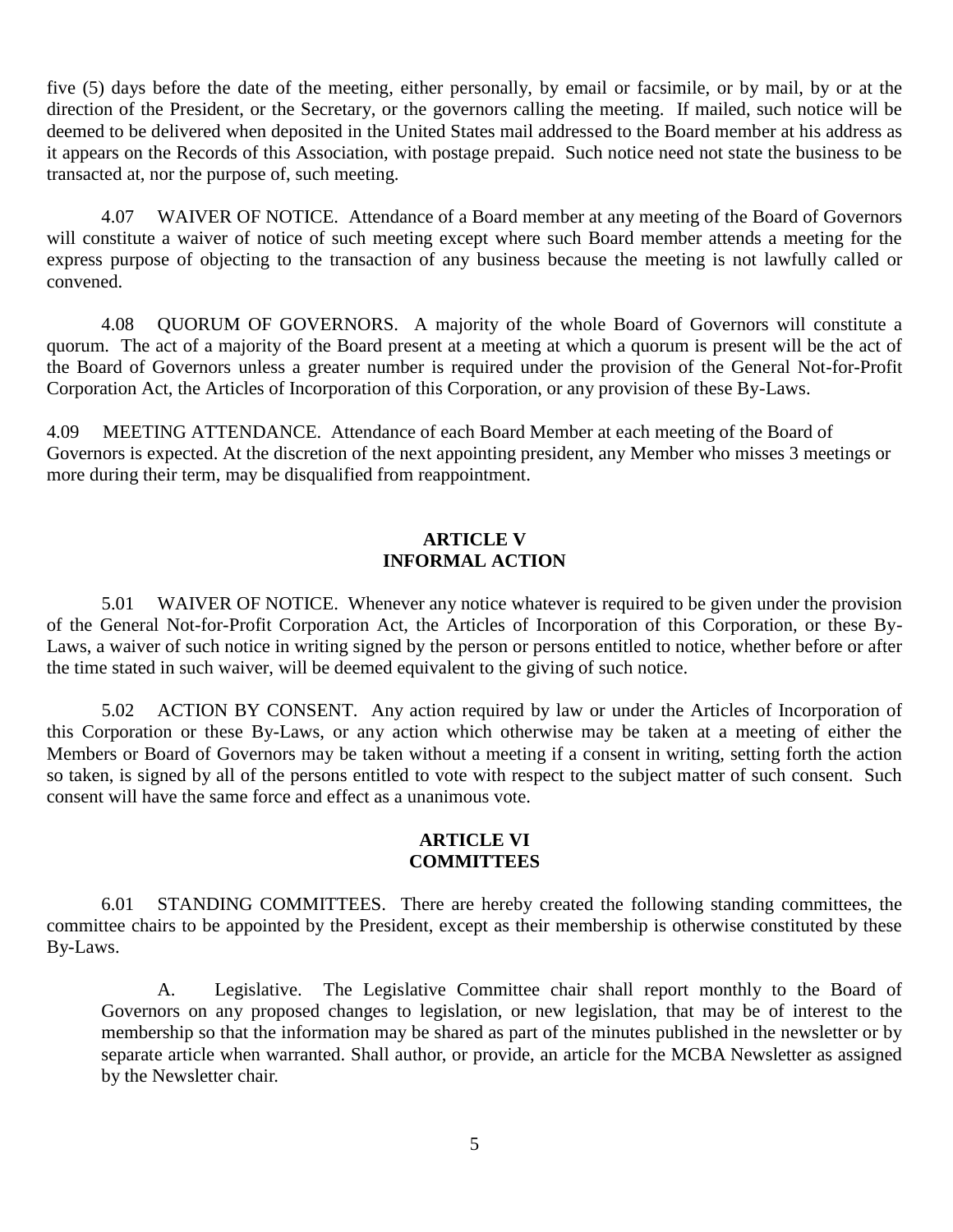five (5) days before the date of the meeting, either personally, by email or facsimile, or by mail, by or at the direction of the President, or the Secretary, or the governors calling the meeting. If mailed, such notice will be deemed to be delivered when deposited in the United States mail addressed to the Board member at his address as it appears on the Records of this Association, with postage prepaid. Such notice need not state the business to be transacted at, nor the purpose of, such meeting.

4.07 WAIVER OF NOTICE. Attendance of a Board member at any meeting of the Board of Governors will constitute a waiver of notice of such meeting except where such Board member attends a meeting for the express purpose of objecting to the transaction of any business because the meeting is not lawfully called or convened.

4.08 QUORUM OF GOVERNORS. A majority of the whole Board of Governors will constitute a quorum. The act of a majority of the Board present at a meeting at which a quorum is present will be the act of the Board of Governors unless a greater number is required under the provision of the General Not-for-Profit Corporation Act, the Articles of Incorporation of this Corporation, or any provision of these By-Laws.

4.09 MEETING ATTENDANCE. Attendance of each Board Member at each meeting of the Board of Governors is expected. At the discretion of the next appointing president, any Member who misses 3 meetings or more during their term, may be disqualified from reappointment.

## ARTICLE V
## INFORMAL ACTION

5.01 WAIVER OF NOTICE. Whenever any notice whatever is required to be given under the provision of the General Not-for-Profit Corporation Act, the Articles of Incorporation of this Corporation, or these By-Laws, a waiver of such notice in writing signed by the person or persons entitled to notice, whether before or after the time stated in such waiver, will be deemed equivalent to the giving of such notice.

5.02 ACTION BY CONSENT. Any action required by law or under the Articles of Incorporation of this Corporation or these By-Laws, or any action which otherwise may be taken at a meeting of either the Members or Board of Governors may be taken without a meeting if a consent in writing, setting forth the action so taken, is signed by all of the persons entitled to vote with respect to the subject matter of such consent. Such consent will have the same force and effect as a unanimous vote.

## ARTICLE VI
## COMMITTEES

6.01 STANDING COMMITTEES. There are hereby created the following standing committees, the committee chairs to be appointed by the President, except as their membership is otherwise constituted by these By-Laws.

A. Legislative. The Legislative Committee chair shall report monthly to the Board of Governors on any proposed changes to legislation, or new legislation, that may be of interest to the membership so that the information may be shared as part of the minutes published in the newsletter or by separate article when warranted. Shall author, or provide, an article for the MCBA Newsletter as assigned by the Newsletter chair.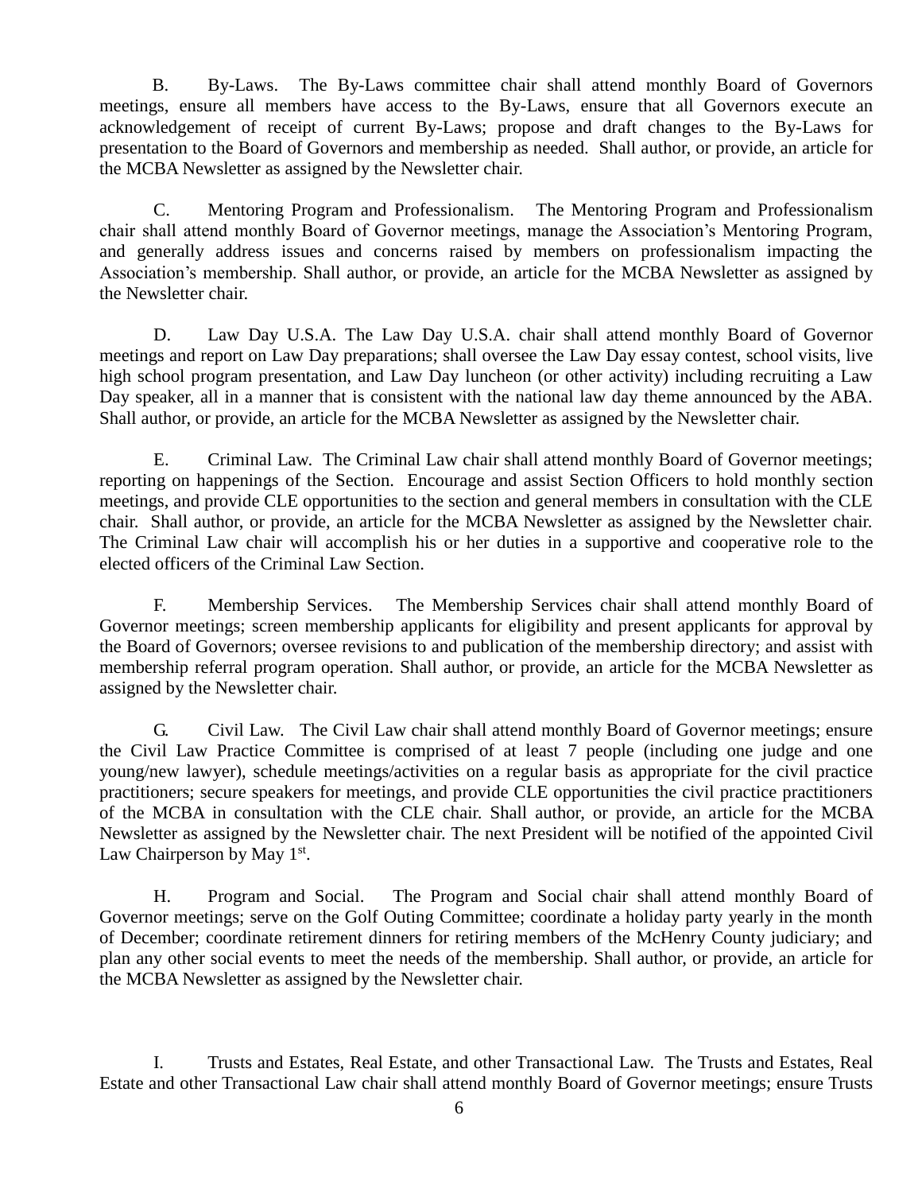B. By-Laws. The By-Laws committee chair shall attend monthly Board of Governors meetings, ensure all members have access to the By-Laws, ensure that all Governors execute an acknowledgement of receipt of current By-Laws; propose and draft changes to the By-Laws for presentation to the Board of Governors and membership as needed. Shall author, or provide, an article for the MCBA Newsletter as assigned by the Newsletter chair.

C. Mentoring Program and Professionalism. The Mentoring Program and Professionalism chair shall attend monthly Board of Governor meetings, manage the Association's Mentoring Program, and generally address issues and concerns raised by members on professionalism impacting the Association's membership. Shall author, or provide, an article for the MCBA Newsletter as assigned by the Newsletter chair.

D. Law Day U.S.A. The Law Day U.S.A. chair shall attend monthly Board of Governor meetings and report on Law Day preparations; shall oversee the Law Day essay contest, school visits, live high school program presentation, and Law Day luncheon (or other activity) including recruiting a Law Day speaker, all in a manner that is consistent with the national law day theme announced by the ABA. Shall author, or provide, an article for the MCBA Newsletter as assigned by the Newsletter chair.

E. Criminal Law. The Criminal Law chair shall attend monthly Board of Governor meetings; reporting on happenings of the Section. Encourage and assist Section Officers to hold monthly section meetings, and provide CLE opportunities to the section and general members in consultation with the CLE chair. Shall author, or provide, an article for the MCBA Newsletter as assigned by the Newsletter chair. The Criminal Law chair will accomplish his or her duties in a supportive and cooperative role to the elected officers of the Criminal Law Section.

F. Membership Services. The Membership Services chair shall attend monthly Board of Governor meetings; screen membership applicants for eligibility and present applicants for approval by the Board of Governors; oversee revisions to and publication of the membership directory; and assist with membership referral program operation. Shall author, or provide, an article for the MCBA Newsletter as assigned by the Newsletter chair.

G. Civil Law. The Civil Law chair shall attend monthly Board of Governor meetings; ensure the Civil Law Practice Committee is comprised of at least 7 people (including one judge and one young/new lawyer), schedule meetings/activities on a regular basis as appropriate for the civil practice practitioners; secure speakers for meetings, and provide CLE opportunities the civil practice practitioners of the MCBA in consultation with the CLE chair. Shall author, or provide, an article for the MCBA Newsletter as assigned by the Newsletter chair. The next President will be notified of the appointed Civil Law Chairperson by May 1st.

H. Program and Social. The Program and Social chair shall attend monthly Board of Governor meetings; serve on the Golf Outing Committee; coordinate a holiday party yearly in the month of December; coordinate retirement dinners for retiring members of the McHenry County judiciary; and plan any other social events to meet the needs of the membership. Shall author, or provide, an article for the MCBA Newsletter as assigned by the Newsletter chair.

I. Trusts and Estates, Real Estate, and other Transactional Law. The Trusts and Estates, Real Estate and other Transactional Law chair shall attend monthly Board of Governor meetings; ensure Trusts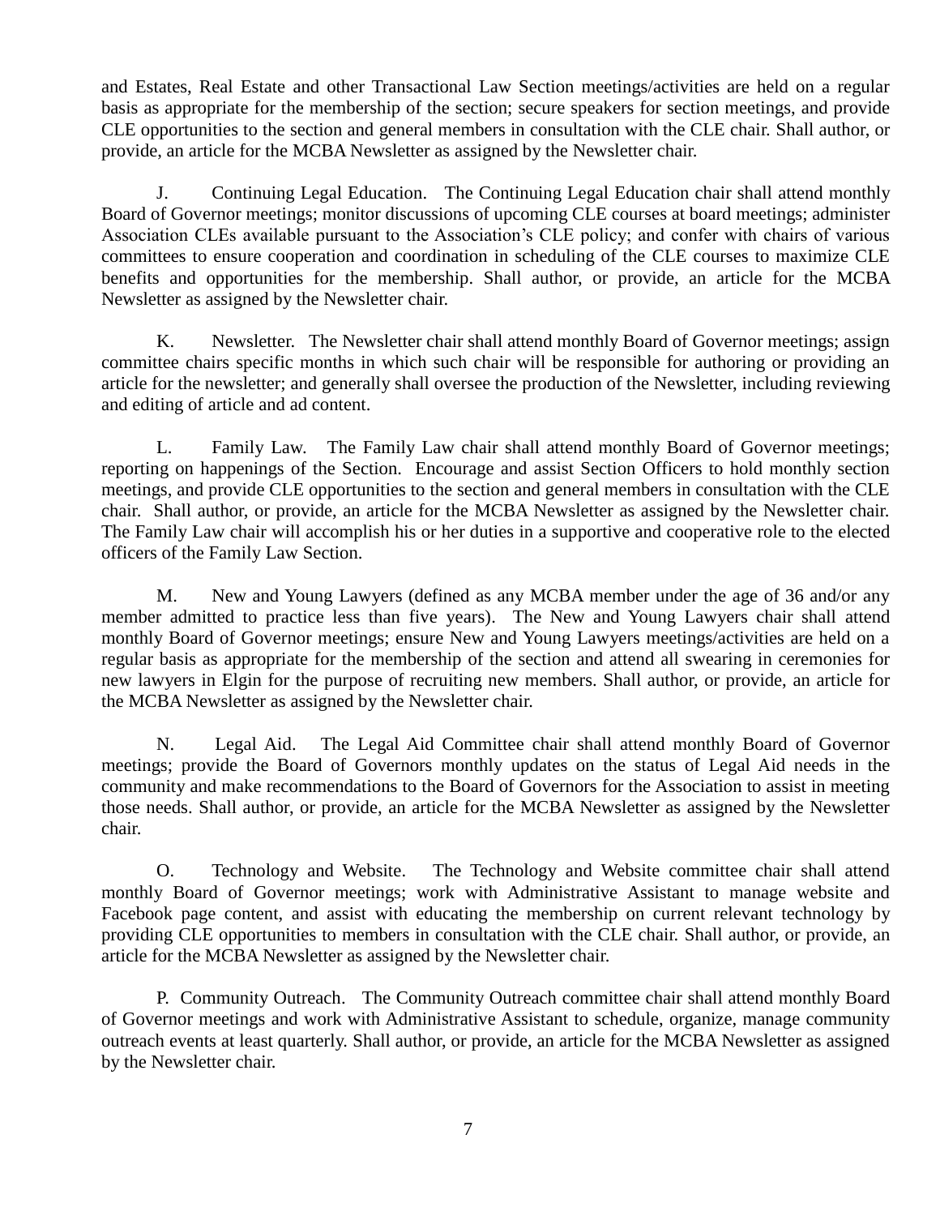and Estates, Real Estate and other Transactional Law Section meetings/activities are held on a regular basis as appropriate for the membership of the section; secure speakers for section meetings, and provide CLE opportunities to the section and general members in consultation with the CLE chair. Shall author, or provide, an article for the MCBA Newsletter as assigned by the Newsletter chair.

J. Continuing Legal Education. The Continuing Legal Education chair shall attend monthly Board of Governor meetings; monitor discussions of upcoming CLE courses at board meetings; administer Association CLEs available pursuant to the Association's CLE policy; and confer with chairs of various committees to ensure cooperation and coordination in scheduling of the CLE courses to maximize CLE benefits and opportunities for the membership. Shall author, or provide, an article for the MCBA Newsletter as assigned by the Newsletter chair.

K. Newsletter. The Newsletter chair shall attend monthly Board of Governor meetings; assign committee chairs specific months in which such chair will be responsible for authoring or providing an article for the newsletter; and generally shall oversee the production of the Newsletter, including reviewing and editing of article and ad content.

L. Family Law. The Family Law chair shall attend monthly Board of Governor meetings; reporting on happenings of the Section. Encourage and assist Section Officers to hold monthly section meetings, and provide CLE opportunities to the section and general members in consultation with the CLE chair. Shall author, or provide, an article for the MCBA Newsletter as assigned by the Newsletter chair. The Family Law chair will accomplish his or her duties in a supportive and cooperative role to the elected officers of the Family Law Section.

M. New and Young Lawyers (defined as any MCBA member under the age of 36 and/or any member admitted to practice less than five years). The New and Young Lawyers chair shall attend monthly Board of Governor meetings; ensure New and Young Lawyers meetings/activities are held on a regular basis as appropriate for the membership of the section and attend all swearing in ceremonies for new lawyers in Elgin for the purpose of recruiting new members. Shall author, or provide, an article for the MCBA Newsletter as assigned by the Newsletter chair.

N. Legal Aid. The Legal Aid Committee chair shall attend monthly Board of Governor meetings; provide the Board of Governors monthly updates on the status of Legal Aid needs in the community and make recommendations to the Board of Governors for the Association to assist in meeting those needs. Shall author, or provide, an article for the MCBA Newsletter as assigned by the Newsletter chair.

O. Technology and Website. The Technology and Website committee chair shall attend monthly Board of Governor meetings; work with Administrative Assistant to manage website and Facebook page content, and assist with educating the membership on current relevant technology by providing CLE opportunities to members in consultation with the CLE chair. Shall author, or provide, an article for the MCBA Newsletter as assigned by the Newsletter chair.

P. Community Outreach. The Community Outreach committee chair shall attend monthly Board of Governor meetings and work with Administrative Assistant to schedule, organize, manage community outreach events at least quarterly. Shall author, or provide, an article for the MCBA Newsletter as assigned by the Newsletter chair.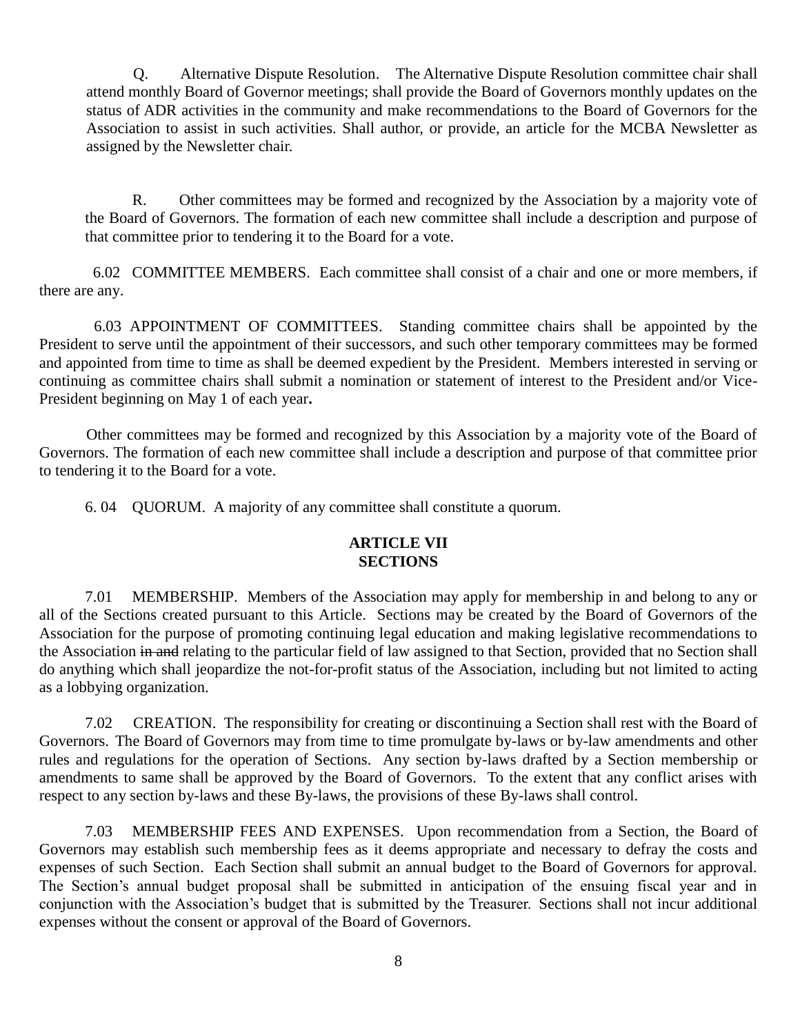Q. Alternative Dispute Resolution. The Alternative Dispute Resolution committee chair shall attend monthly Board of Governor meetings; shall provide the Board of Governors monthly updates on the status of ADR activities in the community and make recommendations to the Board of Governors for the Association to assist in such activities. Shall author, or provide, an article for the MCBA Newsletter as assigned by the Newsletter chair.

R. Other committees may be formed and recognized by the Association by a majority vote of the Board of Governors. The formation of each new committee shall include a description and purpose of that committee prior to tendering it to the Board for a vote.

6.02 COMMITTEE MEMBERS. Each committee shall consist of a chair and one or more members, if there are any.

6.03 APPOINTMENT OF COMMITTEES. Standing committee chairs shall be appointed by the President to serve until the appointment of their successors, and such other temporary committees may be formed and appointed from time to time as shall be deemed expedient by the President. Members interested in serving or continuing as committee chairs shall submit a nomination or statement of interest to the President and/or Vice-President beginning on May 1 of each year**.**

Other committees may be formed and recognized by this Association by a majority vote of the Board of Governors. The formation of each new committee shall include a description and purpose of that committee prior to tendering it to the Board for a vote.

6. 04 QUORUM. A majority of any committee shall constitute a quorum.

## ARTICLE VII
## SECTIONS

7.01 MEMBERSHIP. Members of the Association may apply for membership in and belong to any or all of the Sections created pursuant to this Article. Sections may be created by the Board of Governors of the Association for the purpose of promoting continuing legal education and making legislative recommendations to the Association ~~in and~~ relating to the particular field of law assigned to that Section, provided that no Section shall do anything which shall jeopardize the not-for-profit status of the Association, including but not limited to acting as a lobbying organization.

7.02 CREATION. The responsibility for creating or discontinuing a Section shall rest with the Board of Governors. The Board of Governors may from time to time promulgate by-laws or by-law amendments and other rules and regulations for the operation of Sections. Any section by-laws drafted by a Section membership or amendments to same shall be approved by the Board of Governors. To the extent that any conflict arises with respect to any section by-laws and these By-laws, the provisions of these By-laws shall control.

7.03 MEMBERSHIP FEES AND EXPENSES. Upon recommendation from a Section, the Board of Governors may establish such membership fees as it deems appropriate and necessary to defray the costs and expenses of such Section. Each Section shall submit an annual budget to the Board of Governors for approval. The Section's annual budget proposal shall be submitted in anticipation of the ensuing fiscal year and in conjunction with the Association's budget that is submitted by the Treasurer. Sections shall not incur additional expenses without the consent or approval of the Board of Governors.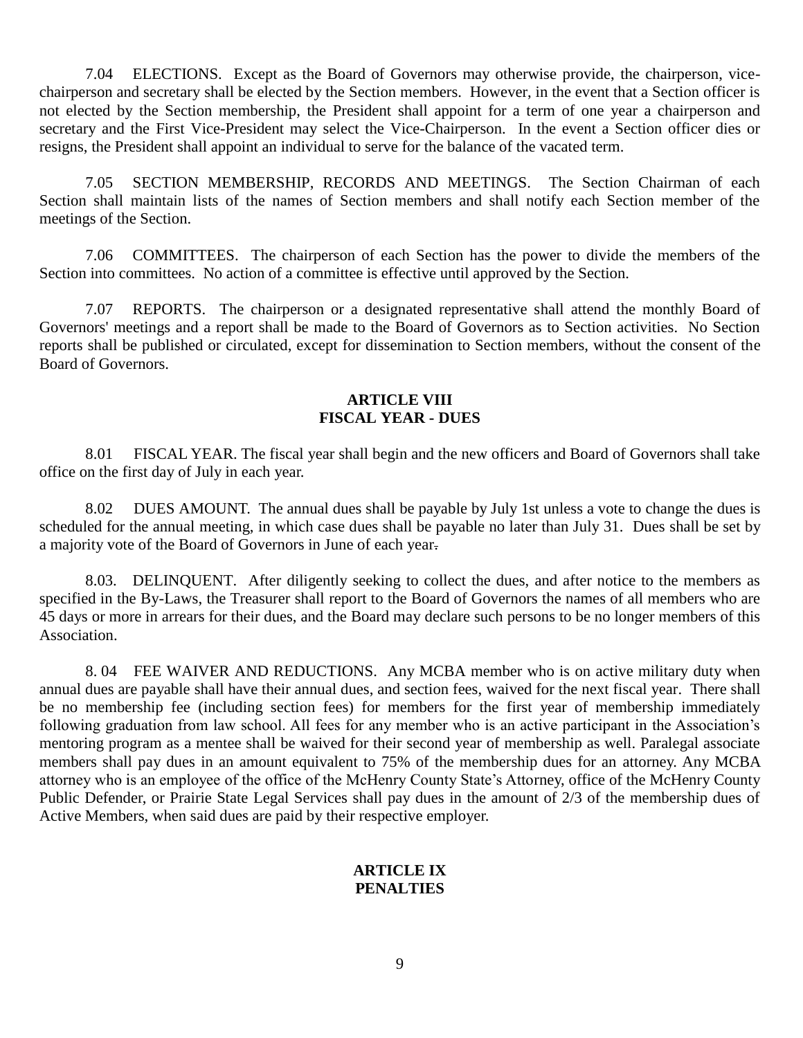7.04 ELECTIONS. Except as the Board of Governors may otherwise provide, the chairperson, vice-chairperson and secretary shall be elected by the Section members. However, in the event that a Section officer is not elected by the Section membership, the President shall appoint for a term of one year a chairperson and secretary and the First Vice-President may select the Vice-Chairperson. In the event a Section officer dies or resigns, the President shall appoint an individual to serve for the balance of the vacated term.

7.05 SECTION MEMBERSHIP, RECORDS AND MEETINGS. The Section Chairman of each Section shall maintain lists of the names of Section members and shall notify each Section member of the meetings of the Section.

7.06 COMMITTEES. The chairperson of each Section has the power to divide the members of the Section into committees. No action of a committee is effective until approved by the Section.

7.07 REPORTS. The chairperson or a designated representative shall attend the monthly Board of Governors' meetings and a report shall be made to the Board of Governors as to Section activities. No Section reports shall be published or circulated, except for dissemination to Section members, without the consent of the Board of Governors.

## ARTICLE VIII
## FISCAL YEAR - DUES

8.01 FISCAL YEAR. The fiscal year shall begin and the new officers and Board of Governors shall take office on the first day of July in each year.

8.02 DUES AMOUNT. The annual dues shall be payable by July 1st unless a vote to change the dues is scheduled for the annual meeting, in which case dues shall be payable no later than July 31. Dues shall be set by a majority vote of the Board of Governors in June of each year.

8.03. DELINQUENT. After diligently seeking to collect the dues, and after notice to the members as specified in the By-Laws, the Treasurer shall report to the Board of Governors the names of all members who are 45 days or more in arrears for their dues, and the Board may declare such persons to be no longer members of this Association.

8. 04 FEE WAIVER AND REDUCTIONS. Any MCBA member who is on active military duty when annual dues are payable shall have their annual dues, and section fees, waived for the next fiscal year. There shall be no membership fee (including section fees) for members for the first year of membership immediately following graduation from law school. All fees for any member who is an active participant in the Association's mentoring program as a mentee shall be waived for their second year of membership as well. Paralegal associate members shall pay dues in an amount equivalent to 75% of the membership dues for an attorney. Any MCBA attorney who is an employee of the office of the McHenry County State's Attorney, office of the McHenry County Public Defender, or Prairie State Legal Services shall pay dues in the amount of 2/3 of the membership dues of Active Members, when said dues are paid by their respective employer.

## ARTICLE IX
## PENALTIES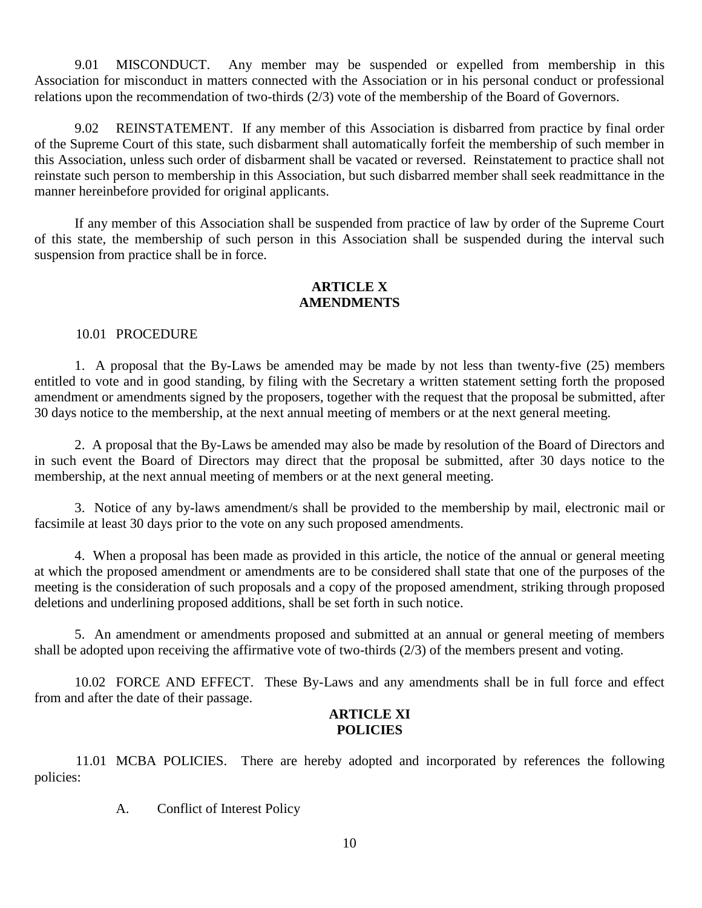9.01 MISCONDUCT. Any member may be suspended or expelled from membership in this Association for misconduct in matters connected with the Association or in his personal conduct or professional relations upon the recommendation of two-thirds (2/3) vote of the membership of the Board of Governors.

9.02 REINSTATEMENT. If any member of this Association is disbarred from practice by final order of the Supreme Court of this state, such disbarment shall automatically forfeit the membership of such member in this Association, unless such order of disbarment shall be vacated or reversed. Reinstatement to practice shall not reinstate such person to membership in this Association, but such disbarred member shall seek readmittance in the manner hereinbefore provided for original applicants.

If any member of this Association shall be suspended from practice of law by order of the Supreme Court of this state, the membership of such person in this Association shall be suspended during the interval such suspension from practice shall be in force.

## ARTICLE X
## AMENDMENTS

10.01 PROCEDURE

1. A proposal that the By-Laws be amended may be made by not less than twenty-five (25) members entitled to vote and in good standing, by filing with the Secretary a written statement setting forth the proposed amendment or amendments signed by the proposers, together with the request that the proposal be submitted, after 30 days notice to the membership, at the next annual meeting of members or at the next general meeting.

2. A proposal that the By-Laws be amended may also be made by resolution of the Board of Directors and in such event the Board of Directors may direct that the proposal be submitted, after 30 days notice to the membership, at the next annual meeting of members or at the next general meeting.

3. Notice of any by-laws amendment/s shall be provided to the membership by mail, electronic mail or facsimile at least 30 days prior to the vote on any such proposed amendments.

4. When a proposal has been made as provided in this article, the notice of the annual or general meeting at which the proposed amendment or amendments are to be considered shall state that one of the purposes of the meeting is the consideration of such proposals and a copy of the proposed amendment, striking through proposed deletions and underlining proposed additions, shall be set forth in such notice.

5. An amendment or amendments proposed and submitted at an annual or general meeting of members shall be adopted upon receiving the affirmative vote of two-thirds (2/3) of the members present and voting.

10.02 FORCE AND EFFECT. These By-Laws and any amendments shall be in full force and effect from and after the date of their passage.

## ARTICLE XI
## POLICIES

11.01 MCBA POLICIES. There are hereby adopted and incorporated by references the following policies:

A. Conflict of Interest Policy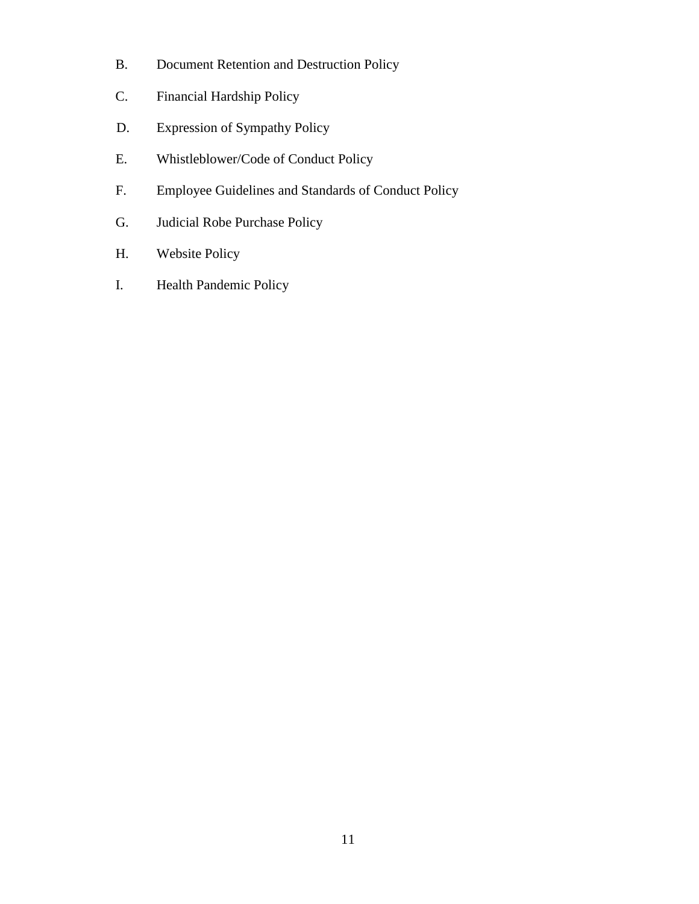B. Document Retention and Destruction Policy

C. Financial Hardship Policy

D. Expression of Sympathy Policy

E. Whistleblower/Code of Conduct Policy

F. Employee Guidelines and Standards of Conduct Policy

G. Judicial Robe Purchase Policy

H. Website Policy

I. Health Pandemic Policy